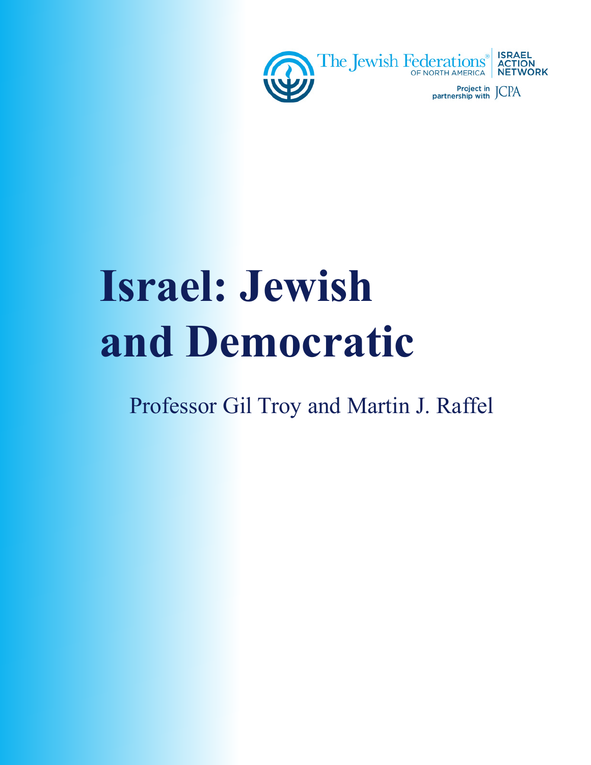The Jewish Federations OF NORTH AMERICA | ISRAEL ACTION NETWORK

Project in partnership with JCPA

# Israel: Jewish and Democratic

Professor Gil Troy and Martin J. Raffel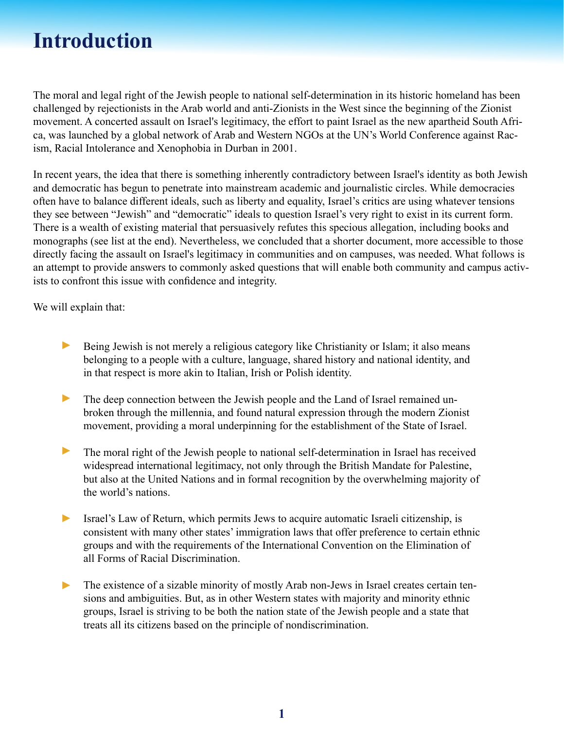# Introduction

The moral and legal right of the Jewish people to national self-determination in its historic homeland has been challenged by rejectionists in the Arab world and anti-Zionists in the West since the beginning of the Zionist movement. A concerted assault on Israel's legitimacy, the effort to paint Israel as the new apartheid South Africa, was launched by a global network of Arab and Western NGOs at the UN's World Conference against Racism, Racial Intolerance and Xenophobia in Durban in 2001.

In recent years, the idea that there is something inherently contradictory between Israel's identity as both Jewish and democratic has begun to penetrate into mainstream academic and journalistic circles. While democracies often have to balance different ideals, such as liberty and equality, Israel's critics are using whatever tensions they see between "Jewish" and "democratic" ideals to question Israel's very right to exist in its current form. There is a wealth of existing material that persuasively refutes this specious allegation, including books and monographs (see list at the end). Nevertheless, we concluded that a shorter document, more accessible to those directly facing the assault on Israel's legitimacy in communities and on campuses, was needed. What follows is an attempt to provide answers to commonly asked questions that will enable both community and campus activists to confront this issue with confidence and integrity.

We will explain that:

- Being Jewish is not merely a religious category like Christianity or Islam; it also means belonging to a people with a culture, language, shared history and national identity, and in that respect is more akin to Italian, Irish or Polish identity.
- The deep connection between the Jewish people and the Land of Israel remained unbroken through the millennia, and found natural expression through the modern Zionist movement, providing a moral underpinning for the establishment of the State of Israel.
- The moral right of the Jewish people to national self-determination in Israel has received widespread international legitimacy, not only through the British Mandate for Palestine, but also at the United Nations and in formal recognition by the overwhelming majority of the world's nations.
- Israel's Law of Return, which permits Jews to acquire automatic Israeli citizenship, is consistent with many other states' immigration laws that offer preference to certain ethnic groups and with the requirements of the International Convention on the Elimination of all Forms of Racial Discrimination.
- The existence of a sizable minority of mostly Arab non-Jews in Israel creates certain tensions and ambiguities. But, as in other Western states with majority and minority ethnic groups, Israel is striving to be both the nation state of the Jewish people and a state that treats all its citizens based on the principle of nondiscrimination.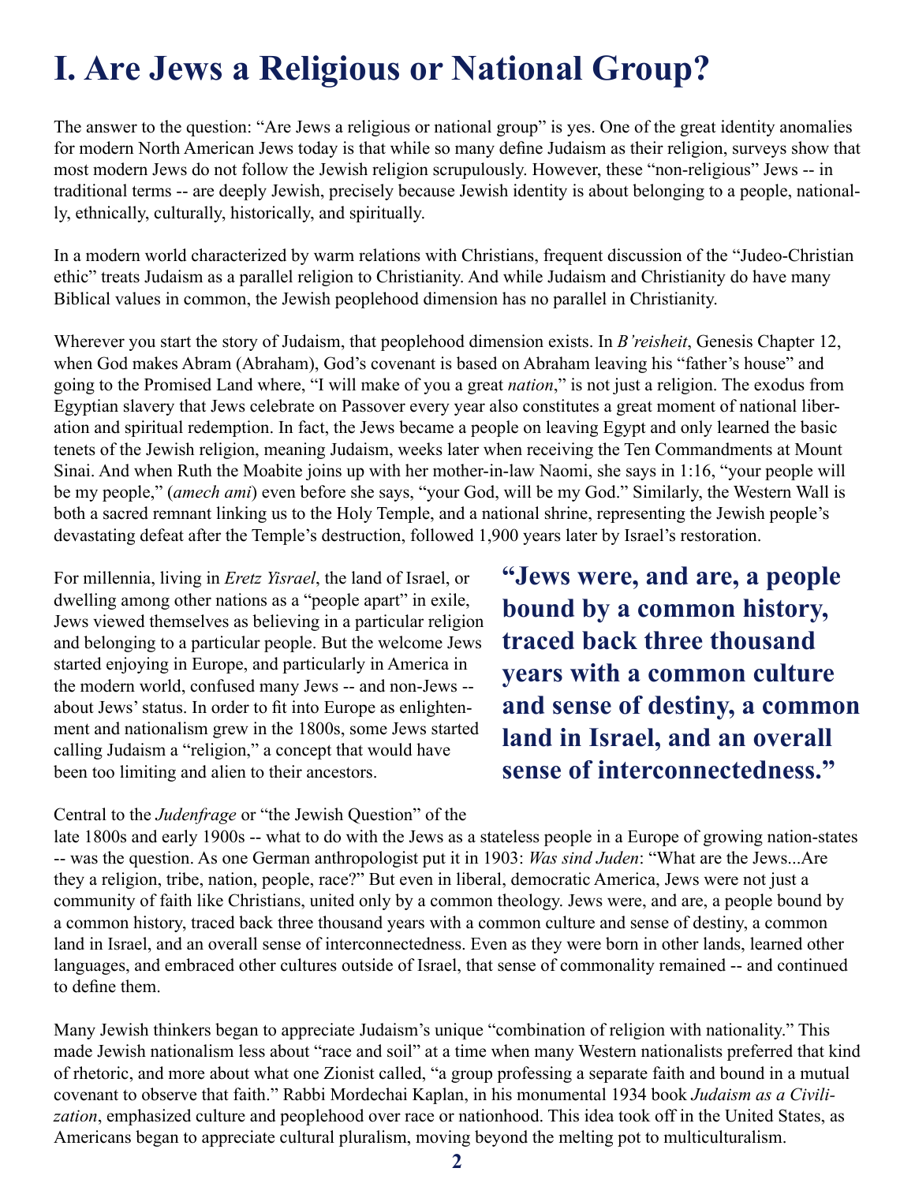# I. Are Jews a Religious or National Group?

The answer to the question: "Are Jews a religious or national group" is yes. One of the great identity anomalies for modern North American Jews today is that while so many define Judaism as their religion, surveys show that most modern Jews do not follow the Jewish religion scrupulously. However, these "non-religious" Jews -- in traditional terms -- are deeply Jewish, precisely because Jewish identity is about belonging to a people, nationally, ethnically, culturally, historically, and spiritually.

In a modern world characterized by warm relations with Christians, frequent discussion of the "Judeo-Christian ethic" treats Judaism as a parallel religion to Christianity. And while Judaism and Christianity do have many Biblical values in common, the Jewish peoplehood dimension has no parallel in Christianity.

Wherever you start the story of Judaism, that peoplehood dimension exists. In *B'reisheit*, Genesis Chapter 12, when God makes Abram (Abraham), God's covenant is based on Abraham leaving his "father's house" and going to the Promised Land where, "I will make of you a great *nation*," is not just a religion. The exodus from Egyptian slavery that Jews celebrate on Passover every year also constitutes a great moment of national liberation and spiritual redemption. In fact, the Jews became a people on leaving Egypt and only learned the basic tenets of the Jewish religion, meaning Judaism, weeks later when receiving the Ten Commandments at Mount Sinai. And when Ruth the Moabite joins up with her mother-in-law Naomi, she says in 1:16, "your people will be my people," (*amech ami*) even before she says, "your God, will be my God." Similarly, the Western Wall is both a sacred remnant linking us to the Holy Temple, and a national shrine, representing the Jewish people's devastating defeat after the Temple's destruction, followed 1,900 years later by Israel's restoration.

For millennia, living in *Eretz Yisrael*, the land of Israel, or dwelling among other nations as a "people apart" in exile, Jews viewed themselves as believing in a particular religion and belonging to a particular people. But the welcome Jews started enjoying in Europe, and particularly in America in the modern world, confused many Jews -- and non-Jews -- about Jews' status. In order to fit into Europe as enlightenment and nationalism grew in the 1800s, some Jews started calling Judaism a "religion," a concept that would have been too limiting and alien to their ancestors.

> **"Jews were, and are, a people bound by a common history, traced back three thousand years with a common culture and sense of destiny, a common land in Israel, and an overall sense of interconnectedness."**

Central to the *Judenfrage* or "the Jewish Question" of the late 1800s and early 1900s -- what to do with the Jews as a stateless people in a Europe of growing nation-states -- was the question. As one German anthropologist put it in 1903: *Was sind Juden*: "What are the Jews...Are they a religion, tribe, nation, people, race?" But even in liberal, democratic America, Jews were not just a community of faith like Christians, united only by a common theology. Jews were, and are, a people bound by a common history, traced back three thousand years with a common culture and sense of destiny, a common land in Israel, and an overall sense of interconnectedness. Even as they were born in other lands, learned other languages, and embraced other cultures outside of Israel, that sense of commonality remained -- and continued to define them.

Many Jewish thinkers began to appreciate Judaism's unique "combination of religion with nationality." This made Jewish nationalism less about "race and soil" at a time when many Western nationalists preferred that kind of rhetoric, and more about what one Zionist called, "a group professing a separate faith and bound in a mutual covenant to observe that faith." Rabbi Mordechai Kaplan, in his monumental 1934 book *Judaism as a Civilization*, emphasized culture and peoplehood over race or nationhood. This idea took off in the United States, as Americans began to appreciate cultural pluralism, moving beyond the melting pot to multiculturalism.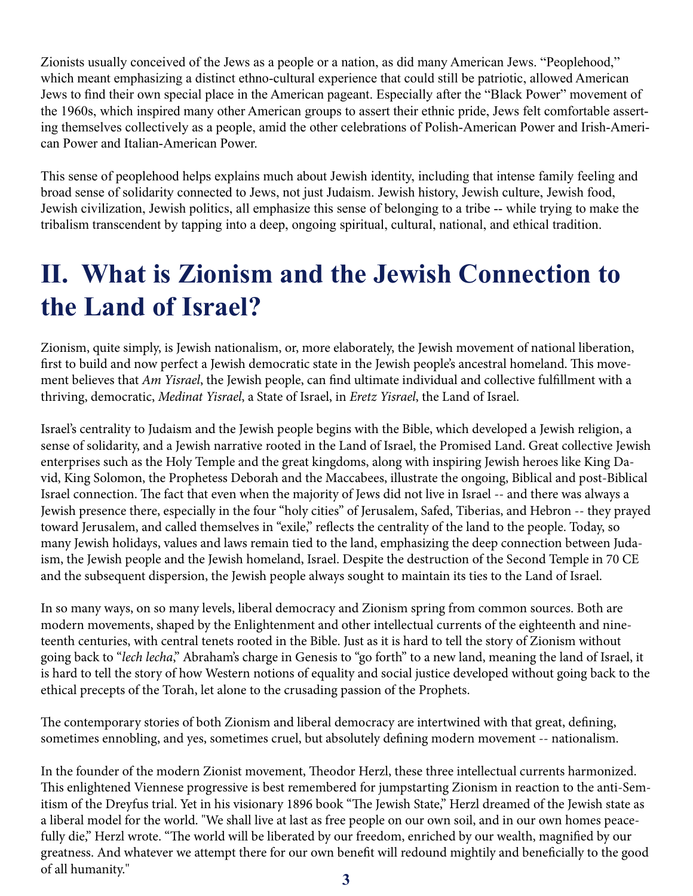Zionists usually conceived of the Jews as a people or a nation, as did many American Jews. "Peoplehood," which meant emphasizing a distinct ethno-cultural experience that could still be patriotic, allowed American Jews to find their own special place in the American pageant. Especially after the "Black Power" movement of the 1960s, which inspired many other American groups to assert their ethnic pride, Jews felt comfortable asserting themselves collectively as a people, amid the other celebrations of Polish-American Power and Irish-American Power and Italian-American Power.

This sense of peoplehood helps explains much about Jewish identity, including that intense family feeling and broad sense of solidarity connected to Jews, not just Judaism. Jewish history, Jewish culture, Jewish food, Jewish civilization, Jewish politics, all emphasize this sense of belonging to a tribe -- while trying to make the tribalism transcendent by tapping into a deep, ongoing spiritual, cultural, national, and ethical tradition.

# II. What is Zionism and the Jewish Connection to the Land of Israel?

Zionism, quite simply, is Jewish nationalism, or, more elaborately, the Jewish movement of national liberation, first to build and now perfect a Jewish democratic state in the Jewish people's ancestral homeland. This movement believes that *Am Yisrael*, the Jewish people, can find ultimate individual and collective fulfillment with a thriving, democratic, *Medinat Yisrael*, a State of Israel, in *Eretz Yisrael*, the Land of Israel.

Israel's centrality to Judaism and the Jewish people begins with the Bible, which developed a Jewish religion, a sense of solidarity, and a Jewish narrative rooted in the Land of Israel, the Promised Land. Great collective Jewish enterprises such as the Holy Temple and the great kingdoms, along with inspiring Jewish heroes like King David, King Solomon, the Prophetess Deborah and the Maccabees, illustrate the ongoing, Biblical and post-Biblical Israel connection. The fact that even when the majority of Jews did not live in Israel -- and there was always a Jewish presence there, especially in the four "holy cities" of Jerusalem, Safed, Tiberias, and Hebron -- they prayed toward Jerusalem, and called themselves in "exile," reflects the centrality of the land to the people. Today, so many Jewish holidays, values and laws remain tied to the land, emphasizing the deep connection between Judaism, the Jewish people and the Jewish homeland, Israel. Despite the destruction of the Second Temple in 70 CE and the subsequent dispersion, the Jewish people always sought to maintain its ties to the Land of Israel.

In so many ways, on so many levels, liberal democracy and Zionism spring from common sources. Both are modern movements, shaped by the Enlightenment and other intellectual currents of the eighteenth and nineteenth centuries, with central tenets rooted in the Bible. Just as it is hard to tell the story of Zionism without going back to "*lech lecha*," Abraham's charge in Genesis to "go forth" to a new land, meaning the land of Israel, it is hard to tell the story of how Western notions of equality and social justice developed without going back to the ethical precepts of the Torah, let alone to the crusading passion of the Prophets.

The contemporary stories of both Zionism and liberal democracy are intertwined with that great, defining, sometimes ennobling, and yes, sometimes cruel, but absolutely defining modern movement -- nationalism.

In the founder of the modern Zionist movement, Theodor Herzl, these three intellectual currents harmonized. This enlightened Viennese progressive is best remembered for jumpstarting Zionism in reaction to the anti-Semitism of the Dreyfus trial. Yet in his visionary 1896 book "The Jewish State," Herzl dreamed of the Jewish state as a liberal model for the world. "We shall live at last as free people on our own soil, and in our own homes peacefully die," Herzl wrote. "The world will be liberated by our freedom, enriched by our wealth, magnified by our greatness. And whatever we attempt there for our own benefit will redound mightily and beneficially to the good of all humanity."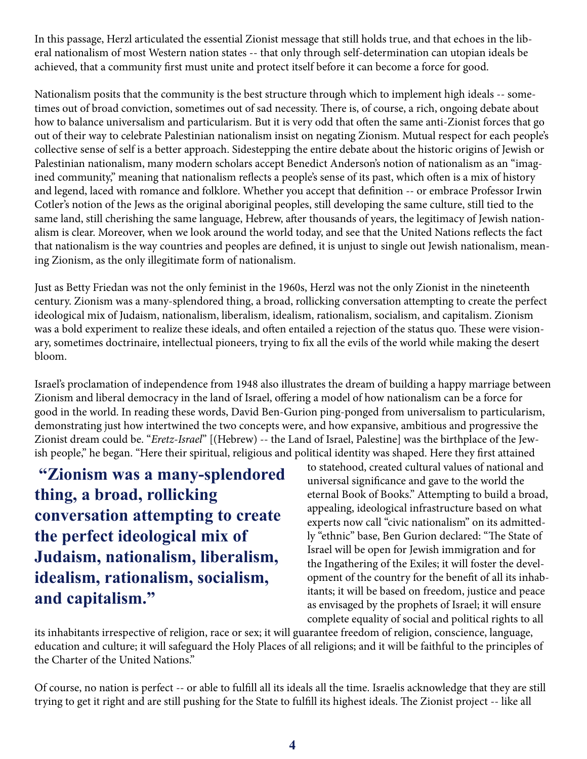In this passage, Herzl articulated the essential Zionist message that still holds true, and that echoes in the liberal nationalism of most Western nation states -- that only through self-determination can utopian ideals be achieved, that a community first must unite and protect itself before it can become a force for good.

Nationalism posits that the community is the best structure through which to implement high ideals -- sometimes out of broad conviction, sometimes out of sad necessity. There is, of course, a rich, ongoing debate about how to balance universalism and particularism. But it is very odd that often the same anti-Zionist forces that go out of their way to celebrate Palestinian nationalism insist on negating Zionism. Mutual respect for each people's collective sense of self is a better approach. Sidestepping the entire debate about the historic origins of Jewish or Palestinian nationalism, many modern scholars accept Benedict Anderson's notion of nationalism as an "imagined community," meaning that nationalism reflects a people's sense of its past, which often is a mix of history and legend, laced with romance and folklore. Whether you accept that definition -- or embrace Professor Irwin Cotler's notion of the Jews as the original aboriginal peoples, still developing the same culture, still tied to the same land, still cherishing the same language, Hebrew, after thousands of years, the legitimacy of Jewish nationalism is clear. Moreover, when we look around the world today, and see that the United Nations reflects the fact that nationalism is the way countries and peoples are defined, it is unjust to single out Jewish nationalism, meaning Zionism, as the only illegitimate form of nationalism.

Just as Betty Friedan was not the only feminist in the 1960s, Herzl was not the only Zionist in the nineteenth century. Zionism was a many-splendored thing, a broad, rollicking conversation attempting to create the perfect ideological mix of Judaism, nationalism, liberalism, idealism, rationalism, socialism, and capitalism. Zionism was a bold experiment to realize these ideals, and often entailed a rejection of the status quo. These were visionary, sometimes doctrinaire, intellectual pioneers, trying to fix all the evils of the world while making the desert bloom.

Israel's proclamation of independence from 1948 also illustrates the dream of building a happy marriage between Zionism and liberal democracy in the land of Israel, offering a model of how nationalism can be a force for good in the world. In reading these words, David Ben-Gurion ping-ponged from universalism to particularism, demonstrating just how intertwined the two concepts were, and how expansive, ambitious and progressive the Zionist dream could be. "*Eretz-Israel*" [(Hebrew) -- the Land of Israel, Palestine] was the birthplace of the Jewish people," he began. "Here their spiritual, religious and political identity was shaped. Here they first attained to statehood, created cultural values of national and universal significance and gave to the world the eternal Book of Books." Attempting to build a broad, appealing, ideological infrastructure based on what experts now call "civic nationalism" on its admittedly "ethnic" base, Ben Gurion declared: "The State of Israel will be open for Jewish immigration and for the Ingathering of the Exiles; it will foster the development of the country for the benefit of all its inhabitants; it will be based on freedom, justice and peace as envisaged by the prophets of Israel; it will ensure complete equality of social and political rights to all its inhabitants irrespective of religion, race or sex; it will guarantee freedom of religion, conscience, language, education and culture; it will safeguard the Holy Places of all religions; and it will be faithful to the principles of the Charter of the United Nations."

> **"Zionism was a many-splendored thing, a broad, rollicking conversation attempting to create the perfect ideological mix of Judaism, nationalism, liberalism, idealism, rationalism, socialism, and capitalism."**

Of course, no nation is perfect -- or able to fulfill all its ideals all the time. Israelis acknowledge that they are still trying to get it right and are still pushing for the State to fulfill its highest ideals. The Zionist project -- like all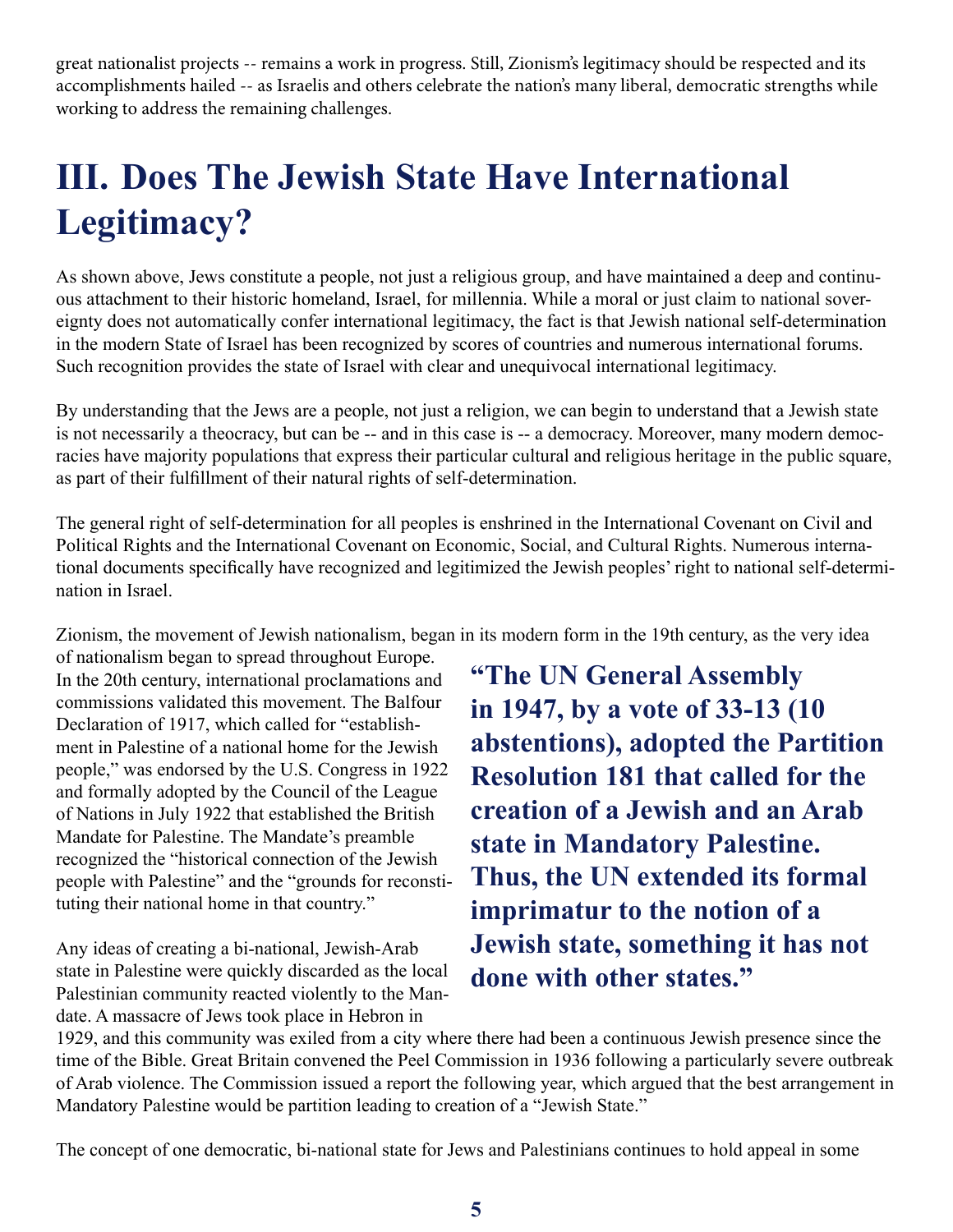great nationalist projects -- remains a work in progress. Still, Zionism's legitimacy should be respected and its accomplishments hailed -- as Israelis and others celebrate the nation's many liberal, democratic strengths while working to address the remaining challenges.

# III. Does The Jewish State Have International Legitimacy?

As shown above, Jews constitute a people, not just a religious group, and have maintained a deep and continuous attachment to their historic homeland, Israel, for millennia. While a moral or just claim to national sovereignty does not automatically confer international legitimacy, the fact is that Jewish national self-determination in the modern State of Israel has been recognized by scores of countries and numerous international forums. Such recognition provides the state of Israel with clear and unequivocal international legitimacy.

By understanding that the Jews are a people, not just a religion, we can begin to understand that a Jewish state is not necessarily a theocracy, but can be -- and in this case is -- a democracy. Moreover, many modern democracies have majority populations that express their particular cultural and religious heritage in the public square, as part of their fulfillment of their natural rights of self-determination.

The general right of self-determination for all peoples is enshrined in the International Covenant on Civil and Political Rights and the International Covenant on Economic, Social, and Cultural Rights. Numerous international documents specifically have recognized and legitimized the Jewish peoples' right to national self-determination in Israel.

Zionism, the movement of Jewish nationalism, began in its modern form in the 19th century, as the very idea of nationalism began to spread throughout Europe. In the 20th century, international proclamations and commissions validated this movement. The Balfour Declaration of 1917, which called for "establishment in Palestine of a national home for the Jewish people," was endorsed by the U.S. Congress in 1922 and formally adopted by the Council of the League of Nations in July 1922 that established the British Mandate for Palestine. The Mandate's preamble recognized the "historical connection of the Jewish people with Palestine" and the "grounds for reconstituting their national home in that country."

**"The UN General Assembly in 1947, by a vote of 33-13 (10 abstentions), adopted the Partition Resolution 181 that called for the creation of a Jewish and an Arab state in Mandatory Palestine. Thus, the UN extended its formal imprimatur to the notion of a Jewish state, something it has not done with other states."**

Any ideas of creating a bi-national, Jewish-Arab state in Palestine were quickly discarded as the local Palestinian community reacted violently to the Mandate. A massacre of Jews took place in Hebron in 1929, and this community was exiled from a city where there had been a continuous Jewish presence since the time of the Bible. Great Britain convened the Peel Commission in 1936 following a particularly severe outbreak of Arab violence. The Commission issued a report the following year, which argued that the best arrangement in Mandatory Palestine would be partition leading to creation of a "Jewish State."

The concept of one democratic, bi-national state for Jews and Palestinians continues to hold appeal in some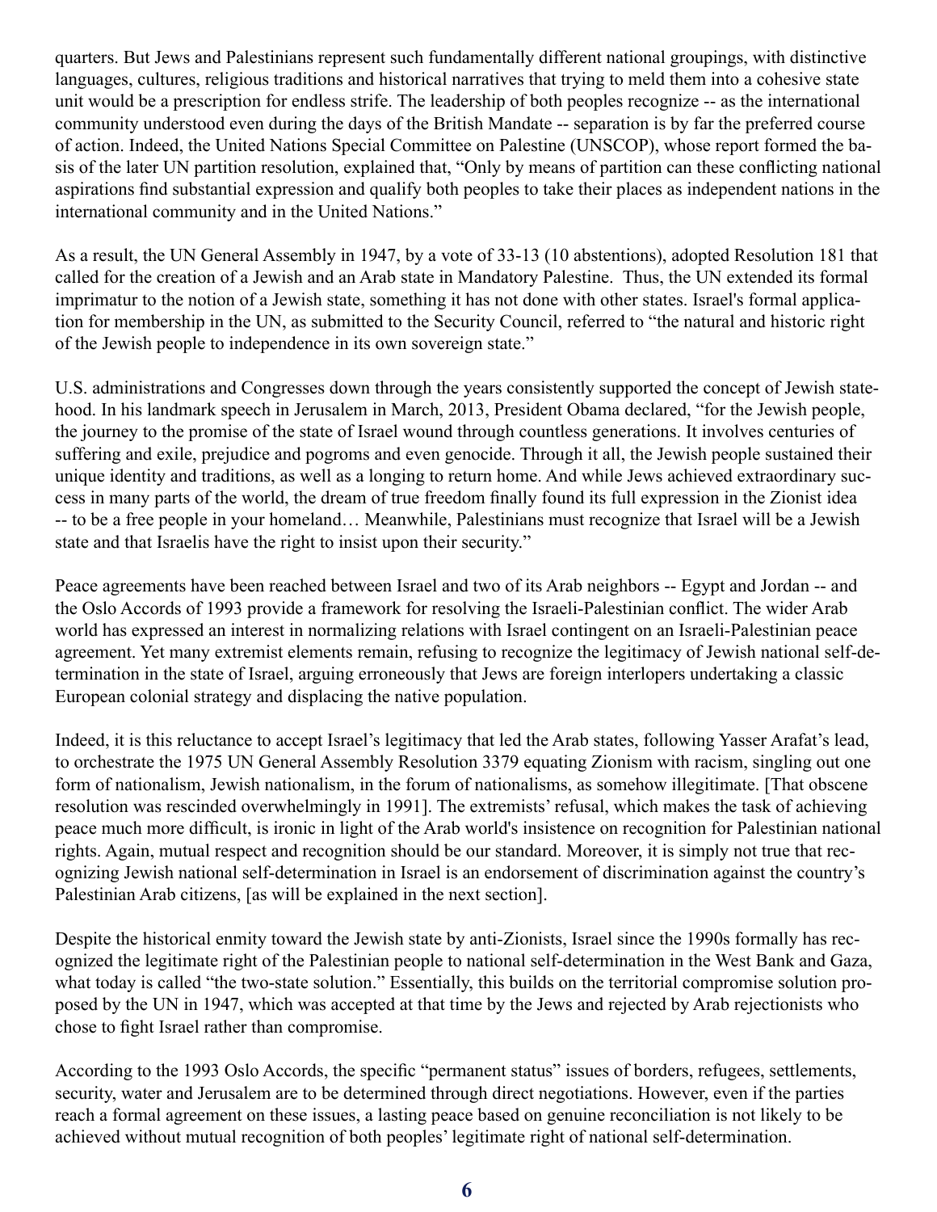quarters. But Jews and Palestinians represent such fundamentally different national groupings, with distinctive languages, cultures, religious traditions and historical narratives that trying to meld them into a cohesive state unit would be a prescription for endless strife. The leadership of both peoples recognize -- as the international community understood even during the days of the British Mandate -- separation is by far the preferred course of action. Indeed, the United Nations Special Committee on Palestine (UNSCOP), whose report formed the basis of the later UN partition resolution, explained that, "Only by means of partition can these conflicting national aspirations find substantial expression and qualify both peoples to take their places as independent nations in the international community and in the United Nations."

As a result, the UN General Assembly in 1947, by a vote of 33-13 (10 abstentions), adopted Resolution 181 that called for the creation of a Jewish and an Arab state in Mandatory Palestine. Thus, the UN extended its formal imprimatur to the notion of a Jewish state, something it has not done with other states. Israel's formal application for membership in the UN, as submitted to the Security Council, referred to "the natural and historic right of the Jewish people to independence in its own sovereign state."

U.S. administrations and Congresses down through the years consistently supported the concept of Jewish statehood. In his landmark speech in Jerusalem in March, 2013, President Obama declared, "for the Jewish people, the journey to the promise of the state of Israel wound through countless generations. It involves centuries of suffering and exile, prejudice and pogroms and even genocide. Through it all, the Jewish people sustained their unique identity and traditions, as well as a longing to return home. And while Jews achieved extraordinary success in many parts of the world, the dream of true freedom finally found its full expression in the Zionist idea -- to be a free people in your homeland… Meanwhile, Palestinians must recognize that Israel will be a Jewish state and that Israelis have the right to insist upon their security."

Peace agreements have been reached between Israel and two of its Arab neighbors -- Egypt and Jordan -- and the Oslo Accords of 1993 provide a framework for resolving the Israeli-Palestinian conflict. The wider Arab world has expressed an interest in normalizing relations with Israel contingent on an Israeli-Palestinian peace agreement. Yet many extremist elements remain, refusing to recognize the legitimacy of Jewish national self-determination in the state of Israel, arguing erroneously that Jews are foreign interlopers undertaking a classic European colonial strategy and displacing the native population.

Indeed, it is this reluctance to accept Israel's legitimacy that led the Arab states, following Yasser Arafat's lead, to orchestrate the 1975 UN General Assembly Resolution 3379 equating Zionism with racism, singling out one form of nationalism, Jewish nationalism, in the forum of nationalisms, as somehow illegitimate. [That obscene resolution was rescinded overwhelmingly in 1991]. The extremists' refusal, which makes the task of achieving peace much more difficult, is ironic in light of the Arab world's insistence on recognition for Palestinian national rights. Again, mutual respect and recognition should be our standard. Moreover, it is simply not true that recognizing Jewish national self-determination in Israel is an endorsement of discrimination against the country's Palestinian Arab citizens, [as will be explained in the next section].

Despite the historical enmity toward the Jewish state by anti-Zionists, Israel since the 1990s formally has recognized the legitimate right of the Palestinian people to national self-determination in the West Bank and Gaza, what today is called "the two-state solution." Essentially, this builds on the territorial compromise solution proposed by the UN in 1947, which was accepted at that time by the Jews and rejected by Arab rejectionists who chose to fight Israel rather than compromise.

According to the 1993 Oslo Accords, the specific "permanent status" issues of borders, refugees, settlements, security, water and Jerusalem are to be determined through direct negotiations. However, even if the parties reach a formal agreement on these issues, a lasting peace based on genuine reconciliation is not likely to be achieved without mutual recognition of both peoples' legitimate right of national self-determination.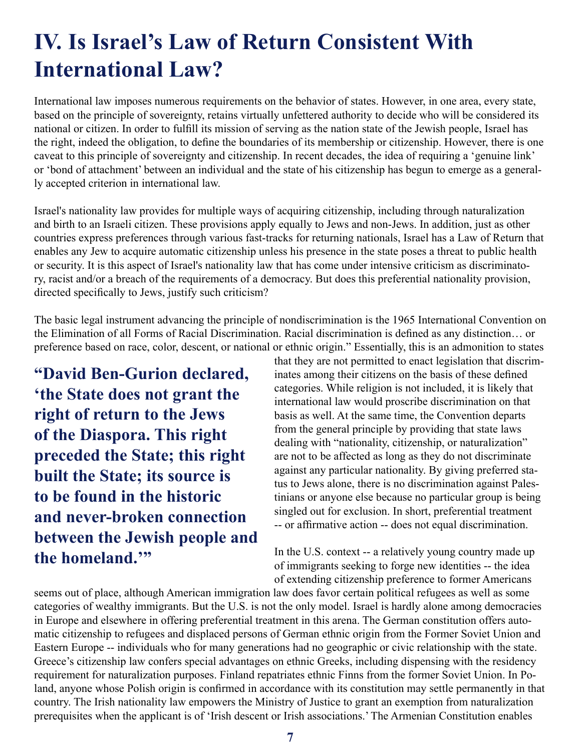# IV. Is Israel's Law of Return Consistent With International Law?

International law imposes numerous requirements on the behavior of states. However, in one area, every state, based on the principle of sovereignty, retains virtually unfettered authority to decide who will be considered its national or citizen. In order to fulfill its mission of serving as the nation state of the Jewish people, Israel has the right, indeed the obligation, to define the boundaries of its membership or citizenship. However, there is one caveat to this principle of sovereignty and citizenship. In recent decades, the idea of requiring a 'genuine link' or 'bond of attachment' between an individual and the state of his citizenship has begun to emerge as a generally accepted criterion in international law.

Israel's nationality law provides for multiple ways of acquiring citizenship, including through naturalization and birth to an Israeli citizen. These provisions apply equally to Jews and non-Jews. In addition, just as other countries express preferences through various fast-tracks for returning nationals, Israel has a Law of Return that enables any Jew to acquire automatic citizenship unless his presence in the state poses a threat to public health or security. It is this aspect of Israel's nationality law that has come under intensive criticism as discriminatory, racist and/or a breach of the requirements of a democracy. But does this preferential nationality provision, directed specifically to Jews, justify such criticism?

The basic legal instrument advancing the principle of nondiscrimination is the 1965 International Convention on the Elimination of all Forms of Racial Discrimination. Racial discrimination is defined as any distinction… or preference based on race, color, descent, or national or ethnic origin." Essentially, this is an admonition to states that they are not permitted to enact legislation that discriminates among their citizens on the basis of these defined categories. While religion is not included, it is likely that international law would proscribe discrimination on that basis as well. At the same time, the Convention departs from the general principle by providing that state laws dealing with "nationality, citizenship, or naturalization" are not to be affected as long as they do not discriminate against any particular nationality. By giving preferred status to Jews alone, there is no discrimination against Palestinians or anyone else because no particular group is being singled out for exclusion. In short, preferential treatment -- or affirmative action -- does not equal discrimination.

**"David Ben-Gurion declared, 'the State does not grant the right of return to the Jews of the Diaspora. This right preceded the State; this right built the State; its source is to be found in the historic and never-broken connection between the Jewish people and the homeland.'"**

In the U.S. context -- a relatively young country made up of immigrants seeking to forge new identities -- the idea of extending citizenship preference to former Americans seems out of place, although American immigration law does favor certain political refugees as well as some categories of wealthy immigrants. But the U.S. is not the only model. Israel is hardly alone among democracies in Europe and elsewhere in offering preferential treatment in this arena. The German constitution offers automatic citizenship to refugees and displaced persons of German ethnic origin from the Former Soviet Union and Eastern Europe -- individuals who for many generations had no geographic or civic relationship with the state. Greece's citizenship law confers special advantages on ethnic Greeks, including dispensing with the residency requirement for naturalization purposes. Finland repatriates ethnic Finns from the former Soviet Union. In Poland, anyone whose Polish origin is confirmed in accordance with its constitution may settle permanently in that country. The Irish nationality law empowers the Ministry of Justice to grant an exemption from naturalization prerequisites when the applicant is of 'Irish descent or Irish associations.' The Armenian Constitution enables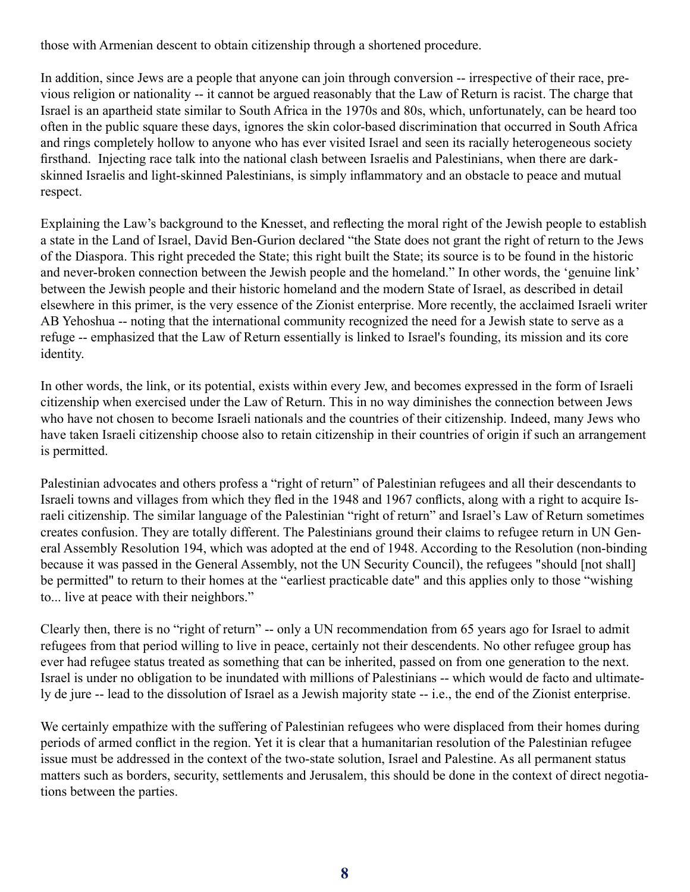those with Armenian descent to obtain citizenship through a shortened procedure.

In addition, since Jews are a people that anyone can join through conversion -- irrespective of their race, previous religion or nationality -- it cannot be argued reasonably that the Law of Return is racist. The charge that Israel is an apartheid state similar to South Africa in the 1970s and 80s, which, unfortunately, can be heard too often in the public square these days, ignores the skin color-based discrimination that occurred in South Africa and rings completely hollow to anyone who has ever visited Israel and seen its racially heterogeneous society firsthand. Injecting race talk into the national clash between Israelis and Palestinians, when there are dark-skinned Israelis and light-skinned Palestinians, is simply inflammatory and an obstacle to peace and mutual respect.

Explaining the Law's background to the Knesset, and reflecting the moral right of the Jewish people to establish a state in the Land of Israel, David Ben-Gurion declared "the State does not grant the right of return to the Jews of the Diaspora. This right preceded the State; this right built the State; its source is to be found in the historic and never-broken connection between the Jewish people and the homeland." In other words, the 'genuine link' between the Jewish people and their historic homeland and the modern State of Israel, as described in detail elsewhere in this primer, is the very essence of the Zionist enterprise. More recently, the acclaimed Israeli writer AB Yehoshua -- noting that the international community recognized the need for a Jewish state to serve as a refuge -- emphasized that the Law of Return essentially is linked to Israel's founding, its mission and its core identity.

In other words, the link, or its potential, exists within every Jew, and becomes expressed in the form of Israeli citizenship when exercised under the Law of Return. This in no way diminishes the connection between Jews who have not chosen to become Israeli nationals and the countries of their citizenship. Indeed, many Jews who have taken Israeli citizenship choose also to retain citizenship in their countries of origin if such an arrangement is permitted.

Palestinian advocates and others profess a "right of return" of Palestinian refugees and all their descendants to Israeli towns and villages from which they fled in the 1948 and 1967 conflicts, along with a right to acquire Israeli citizenship. The similar language of the Palestinian "right of return" and Israel's Law of Return sometimes creates confusion. They are totally different. The Palestinians ground their claims to refugee return in UN General Assembly Resolution 194, which was adopted at the end of 1948. According to the Resolution (non-binding because it was passed in the General Assembly, not the UN Security Council), the refugees "should [not shall] be permitted" to return to their homes at the "earliest practicable date" and this applies only to those "wishing to... live at peace with their neighbors."

Clearly then, there is no "right of return" -- only a UN recommendation from 65 years ago for Israel to admit refugees from that period willing to live in peace, certainly not their descendents. No other refugee group has ever had refugee status treated as something that can be inherited, passed on from one generation to the next. Israel is under no obligation to be inundated with millions of Palestinians -- which would de facto and ultimately de jure -- lead to the dissolution of Israel as a Jewish majority state -- i.e., the end of the Zionist enterprise.

We certainly empathize with the suffering of Palestinian refugees who were displaced from their homes during periods of armed conflict in the region. Yet it is clear that a humanitarian resolution of the Palestinian refugee issue must be addressed in the context of the two-state solution, Israel and Palestine. As all permanent status matters such as borders, security, settlements and Jerusalem, this should be done in the context of direct negotiations between the parties.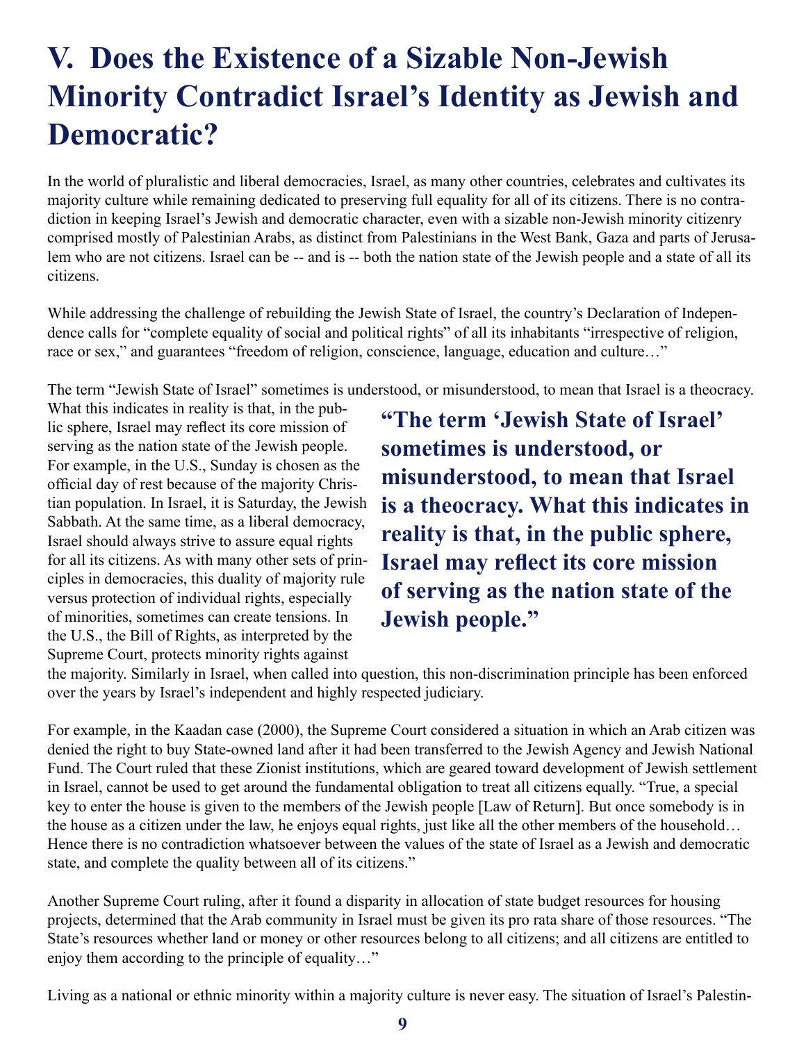# V. Does the Existence of a Sizable Non-Jewish Minority Contradict Israel's Identity as Jewish and Democratic?

In the world of pluralistic and liberal democracies, Israel, as many other countries, celebrates and cultivates its majority culture while remaining dedicated to preserving full equality for all of its citizens. There is no contradiction in keeping Israel's Jewish and democratic character, even with a sizable non-Jewish minority citizenry comprised mostly of Palestinian Arabs, as distinct from Palestinians in the West Bank, Gaza and parts of Jerusalem who are not citizens. Israel can be -- and is -- both the nation state of the Jewish people and a state of all its citizens.

While addressing the challenge of rebuilding the Jewish State of Israel, the country's Declaration of Independence calls for "complete equality of social and political rights" of all its inhabitants "irrespective of religion, race or sex," and guarantees "freedom of religion, conscience, language, education and culture…"

The term "Jewish State of Israel" sometimes is understood, or misunderstood, to mean that Israel is a theocracy. What this indicates in reality is that, in the public sphere, Israel may reflect its core mission of serving as the nation state of the Jewish people. For example, in the U.S., Sunday is chosen as the official day of rest because of the majority Christian population. In Israel, it is Saturday, the Jewish Sabbath. At the same time, as a liberal democracy, Israel should always strive to assure equal rights for all its citizens. As with many other sets of principles in democracies, this duality of majority rule versus protection of individual rights, especially of minorities, sometimes can create tensions. In the U.S., the Bill of Rights, as interpreted by the Supreme Court, protects minority rights against the majority. Similarly in Israel, when called into question, this non-discrimination principle has been enforced over the years by Israel's independent and highly respected judiciary.

> **"The term 'Jewish State of Israel' sometimes is understood, or misunderstood, to mean that Israel is a theocracy. What this indicates in reality is that, in the public sphere, Israel may reflect its core mission of serving as the nation state of the Jewish people."**

For example, in the Kaadan case (2000), the Supreme Court considered a situation in which an Arab citizen was denied the right to buy State-owned land after it had been transferred to the Jewish Agency and Jewish National Fund. The Court ruled that these Zionist institutions, which are geared toward development of Jewish settlement in Israel, cannot be used to get around the fundamental obligation to treat all citizens equally. "True, a special key to enter the house is given to the members of the Jewish people [Law of Return]. But once somebody is in the house as a citizen under the law, he enjoys equal rights, just like all the other members of the household… Hence there is no contradiction whatsoever between the values of the state of Israel as a Jewish and democratic state, and complete the quality between all of its citizens."

Another Supreme Court ruling, after it found a disparity in allocation of state budget resources for housing projects, determined that the Arab community in Israel must be given its pro rata share of those resources. "The State's resources whether land or money or other resources belong to all citizens; and all citizens are entitled to enjoy them according to the principle of equality…"

Living as a national or ethnic minority within a majority culture is never easy. The situation of Israel's Palestin-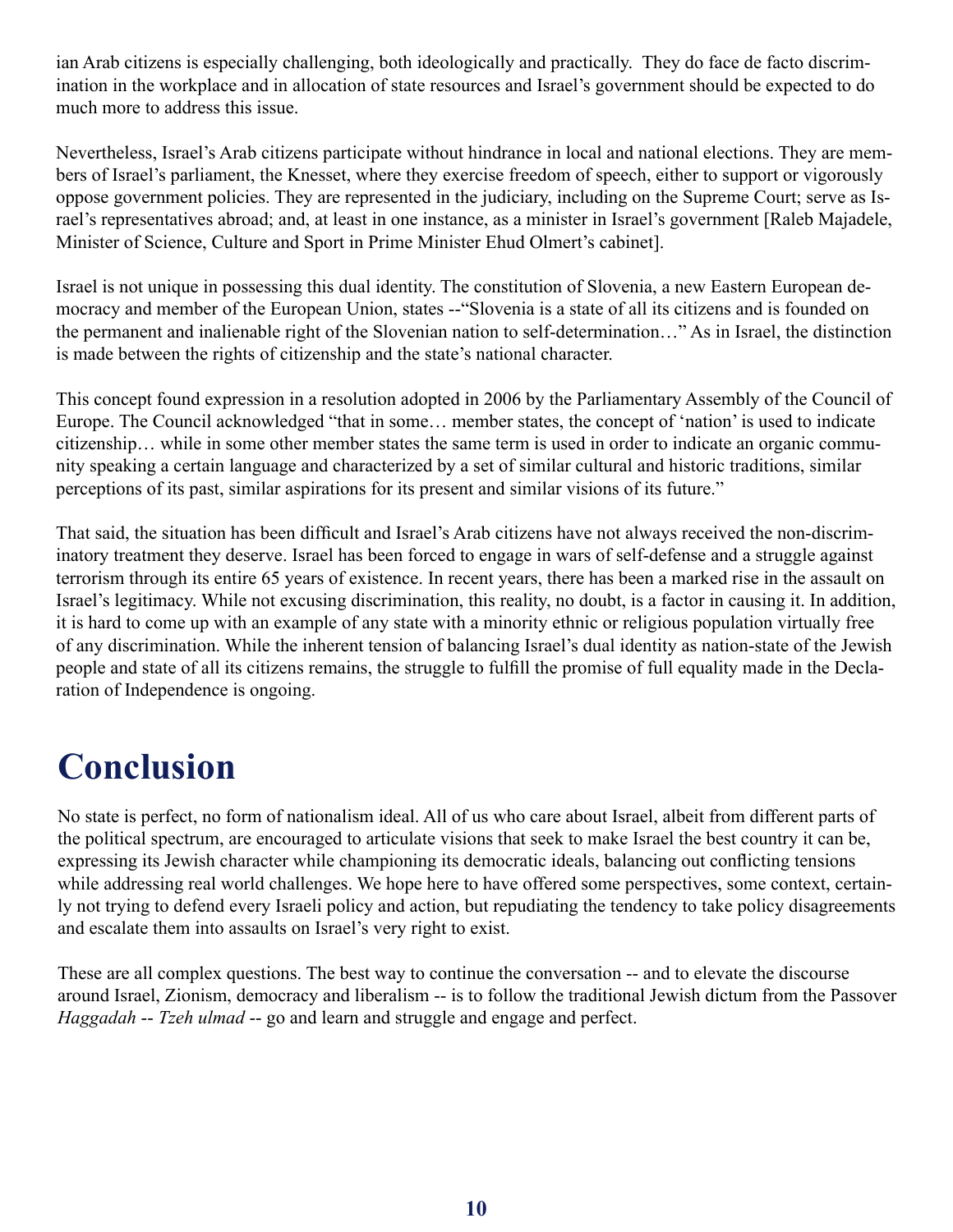ian Arab citizens is especially challenging, both ideologically and practically. They do face de facto discrimination in the workplace and in allocation of state resources and Israel's government should be expected to do much more to address this issue.

Nevertheless, Israel's Arab citizens participate without hindrance in local and national elections. They are members of Israel's parliament, the Knesset, where they exercise freedom of speech, either to support or vigorously oppose government policies. They are represented in the judiciary, including on the Supreme Court; serve as Israel's representatives abroad; and, at least in one instance, as a minister in Israel's government [Raleb Majadele, Minister of Science, Culture and Sport in Prime Minister Ehud Olmert's cabinet].

Israel is not unique in possessing this dual identity. The constitution of Slovenia, a new Eastern European democracy and member of the European Union, states --"Slovenia is a state of all its citizens and is founded on the permanent and inalienable right of the Slovenian nation to self-determination…" As in Israel, the distinction is made between the rights of citizenship and the state's national character.

This concept found expression in a resolution adopted in 2006 by the Parliamentary Assembly of the Council of Europe. The Council acknowledged "that in some… member states, the concept of 'nation' is used to indicate citizenship… while in some other member states the same term is used in order to indicate an organic community speaking a certain language and characterized by a set of similar cultural and historic traditions, similar perceptions of its past, similar aspirations for its present and similar visions of its future."

That said, the situation has been difficult and Israel's Arab citizens have not always received the non-discriminatory treatment they deserve. Israel has been forced to engage in wars of self-defense and a struggle against terrorism through its entire 65 years of existence. In recent years, there has been a marked rise in the assault on Israel's legitimacy. While not excusing discrimination, this reality, no doubt, is a factor in causing it. In addition, it is hard to come up with an example of any state with a minority ethnic or religious population virtually free of any discrimination. While the inherent tension of balancing Israel's dual identity as nation-state of the Jewish people and state of all its citizens remains, the struggle to fulfill the promise of full equality made in the Declaration of Independence is ongoing.

# Conclusion

No state is perfect, no form of nationalism ideal. All of us who care about Israel, albeit from different parts of the political spectrum, are encouraged to articulate visions that seek to make Israel the best country it can be, expressing its Jewish character while championing its democratic ideals, balancing out conflicting tensions while addressing real world challenges. We hope here to have offered some perspectives, some context, certainly not trying to defend every Israeli policy and action, but repudiating the tendency to take policy disagreements and escalate them into assaults on Israel's very right to exist.

These are all complex questions. The best way to continue the conversation -- and to elevate the discourse around Israel, Zionism, democracy and liberalism -- is to follow the traditional Jewish dictum from the Passover *Haggadah* -- *Tzeh ulmad* -- go and learn and struggle and engage and perfect.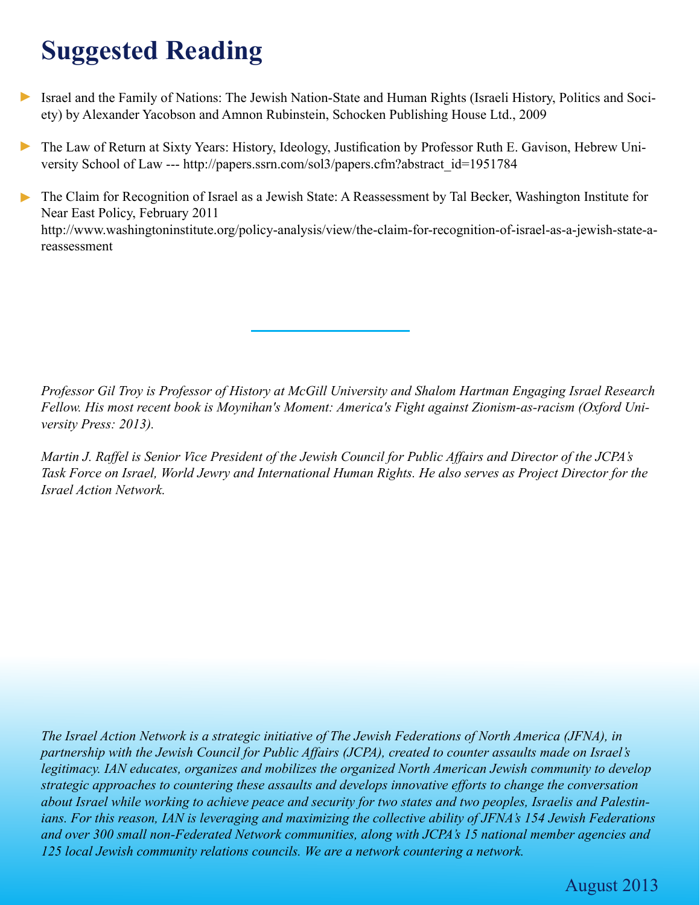# Suggested Reading

- Israel and the Family of Nations: The Jewish Nation-State and Human Rights (Israeli History, Politics and Society) by Alexander Yacobson and Amnon Rubinstein, Schocken Publishing House Ltd., 2009
- The Law of Return at Sixty Years: History, Ideology, Justification by Professor Ruth E. Gavison, Hebrew University School of Law --- http://papers.ssrn.com/sol3/papers.cfm?abstract_id=1951784
- The Claim for Recognition of Israel as a Jewish State: A Reassessment by Tal Becker, Washington Institute for Near East Policy, February 2011 http://www.washingtoninstitute.org/policy-analysis/view/the-claim-for-recognition-of-israel-as-a-jewish-state-a-reassessment

---

*Professor Gil Troy is Professor of History at McGill University and Shalom Hartman Engaging Israel Research Fellow. His most recent book is Moynihan's Moment: America's Fight against Zionism-as-racism (Oxford University Press: 2013).*

*Martin J. Raffel is Senior Vice President of the Jewish Council for Public Affairs and Director of the JCPA's Task Force on Israel, World Jewry and International Human Rights. He also serves as Project Director for the Israel Action Network.*

*The Israel Action Network is a strategic initiative of The Jewish Federations of North America (JFNA), in partnership with the Jewish Council for Public Affairs (JCPA), created to counter assaults made on Israel's legitimacy. IAN educates, organizes and mobilizes the organized North American Jewish community to develop strategic approaches to countering these assaults and develops innovative efforts to change the conversation about Israel while working to achieve peace and security for two states and two peoples, Israelis and Palestinians. For this reason, IAN is leveraging and maximizing the collective ability of JFNA's 154 Jewish Federations and over 300 small non-Federated Network communities, along with JCPA's 15 national member agencies and 125 local Jewish community relations councils. We are a network countering a network.*

August 2013